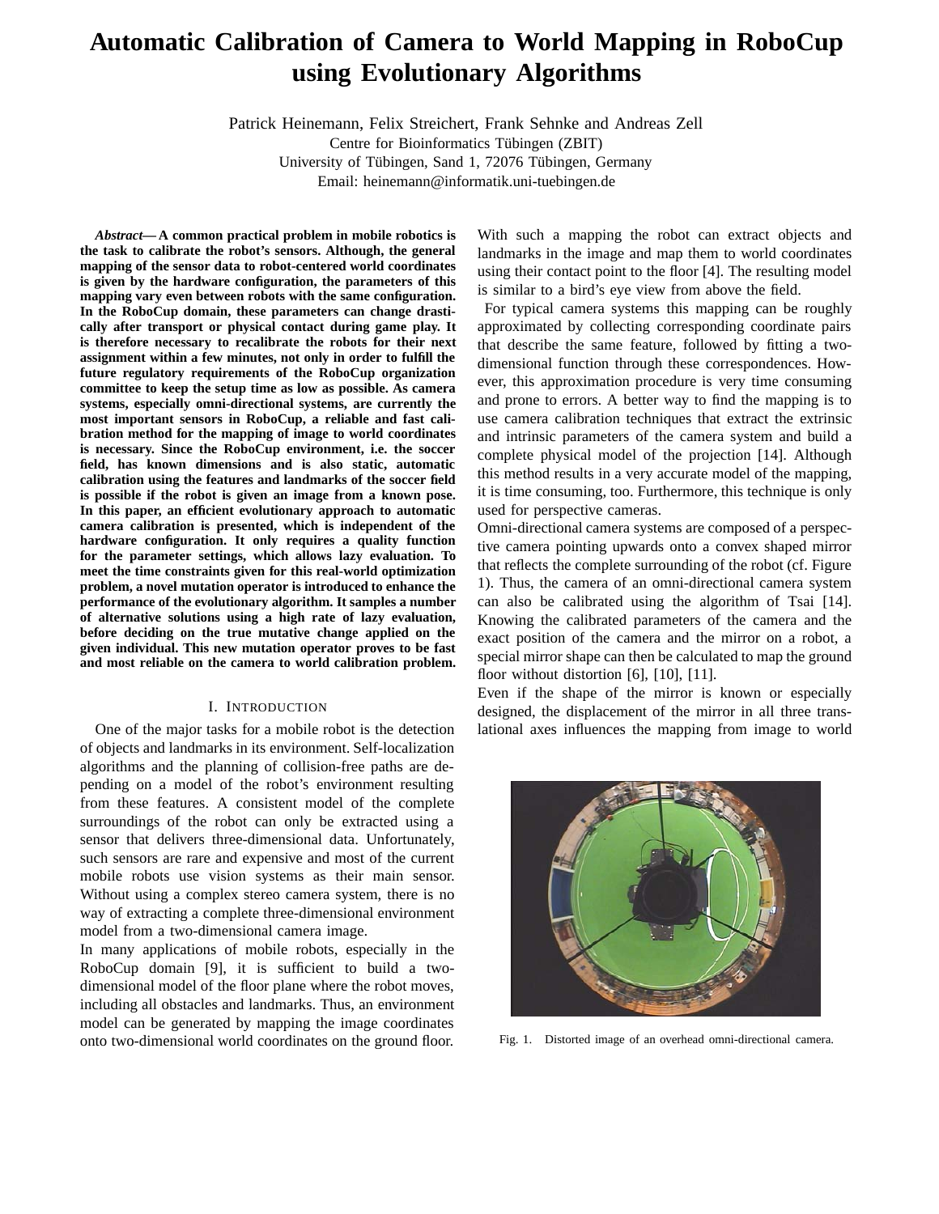# Automatic Calibration of Camera to World Mapping in RoboCup using Evolutionary Algorithms

Patrick Heinemann, Felix Streichert, Frank Sehnke and Andreas Zell
Centre for Bioinformatics Tübingen (ZBIT)
University of Tübingen, Sand 1, 72076 Tübingen, Germany
Email: heinemann@informatik.uni-tuebingen.de

***Abstract*— A common practical problem in mobile robotics is the task to calibrate the robot's sensors. Although, the general mapping of the sensor data to robot-centered world coordinates is given by the hardware configuration, the parameters of this mapping vary even between robots with the same configuration. In the RoboCup domain, these parameters can change drastically after transport or physical contact during game play. It is therefore necessary to recalibrate the robots for their next assignment within a few minutes, not only in order to fulfill the future regulatory requirements of the RoboCup organization committee to keep the setup time as low as possible. As camera systems, especially omni-directional systems, are currently the most important sensors in RoboCup, a reliable and fast calibration method for the mapping of image to world coordinates is necessary. Since the RoboCup environment, i.e. the soccer field, has known dimensions and is also static, automatic calibration using the features and landmarks of the soccer field is possible if the robot is given an image from a known pose. In this paper, an efficient evolutionary approach to automatic camera calibration is presented, which is independent of the hardware configuration. It only requires a quality function for the parameter settings, which allows lazy evaluation. To meet the time constraints given for this real-world optimization problem, a novel mutation operator is introduced to enhance the performance of the evolutionary algorithm. It samples a number of alternative solutions using a high rate of lazy evaluation, before deciding on the true mutative change applied on the given individual. This new mutation operator proves to be fast and most reliable on the camera to world calibration problem.**

## I. Introduction

One of the major tasks for a mobile robot is the detection of objects and landmarks in its environment. Self-localization algorithms and the planning of collision-free paths are depending on a model of the robot's environment resulting from these features. A consistent model of the complete surroundings of the robot can only be extracted using a sensor that delivers three-dimensional data. Unfortunately, such sensors are rare and expensive and most of the current mobile robots use vision systems as their main sensor. Without using a complex stereo camera system, there is no way of extracting a complete three-dimensional environment model from a two-dimensional camera image.

In many applications of mobile robots, especially in the RoboCup domain [9], it is sufficient to build a two-dimensional model of the floor plane where the robot moves, including all obstacles and landmarks. Thus, an environment model can be generated by mapping the image coordinates onto two-dimensional world coordinates on the ground floor. With such a mapping the robot can extract objects and landmarks in the image and map them to world coordinates using their contact point to the floor [4]. The resulting model is similar to a bird's eye view from above the field.

For typical camera systems this mapping can be roughly approximated by collecting corresponding coordinate pairs that describe the same feature, followed by fitting a two-dimensional function through these correspondences. However, this approximation procedure is very time consuming and prone to errors. A better way to find the mapping is to use camera calibration techniques that extract the extrinsic and intrinsic parameters of the camera system and build a complete physical model of the projection [14]. Although this method results in a very accurate model of the mapping, it is time consuming, too. Furthermore, this technique is only used for perspective cameras.

Omni-directional camera systems are composed of a perspective camera pointing upwards onto a convex shaped mirror that reflects the complete surrounding of the robot (cf. Figure 1). Thus, the camera of an omni-directional camera system can also be calibrated using the algorithm of Tsai [14]. Knowing the calibrated parameters of the camera and the exact position of the camera and the mirror on a robot, a special mirror shape can then be calculated to map the ground floor without distortion [6], [10], [11].

Even if the shape of the mirror is known or especially designed, the displacement of the mirror in all three translational axes influences the mapping from image to world

Fig. 1. Distorted image of an overhead omni-directional camera.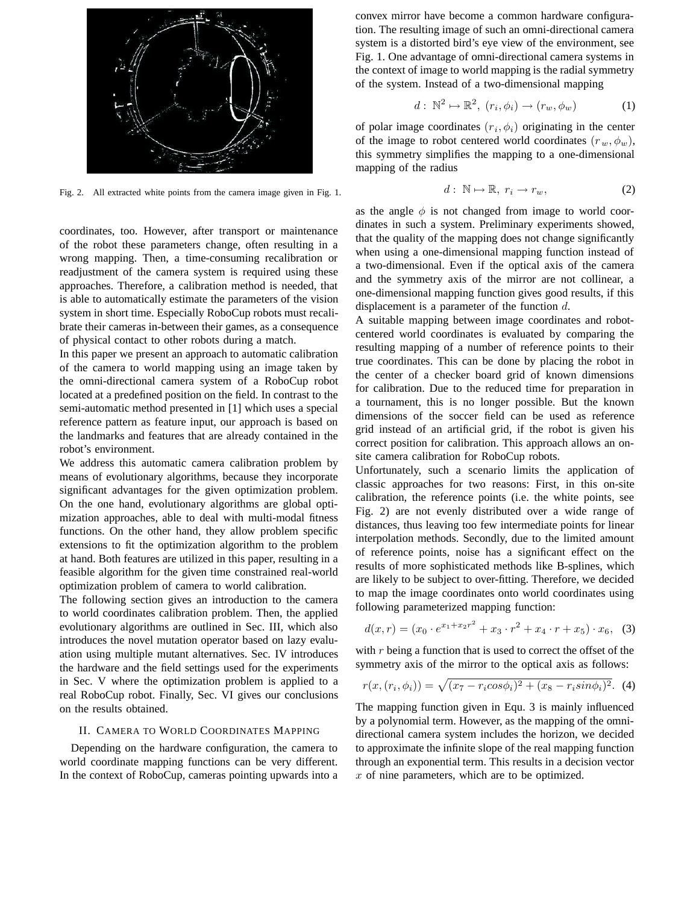Fig. 2. All extracted white points from the camera image given in Fig. 1.

coordinates, too. However, after transport or maintenance of the robot these parameters change, often resulting in a wrong mapping. Then, a time-consuming recalibration or readjustment of the camera system is required using these approaches. Therefore, a calibration method is needed, that is able to automatically estimate the parameters of the vision system in short time. Especially RoboCup robots must recalibrate their cameras in-between their games, as a consequence of physical contact to other robots during a match.

In this paper we present an approach to automatic calibration of the camera to world mapping using an image taken by the omni-directional camera system of a RoboCup robot located at a predefined position on the field. In contrast to the semi-automatic method presented in [1] which uses a special reference pattern as feature input, our approach is based on the landmarks and features that are already contained in the robot's environment.

We address this automatic camera calibration problem by means of evolutionary algorithms, because they incorporate significant advantages for the given optimization problem. On the one hand, evolutionary algorithms are global optimization approaches, able to deal with multi-modal fitness functions. On the other hand, they allow problem specific extensions to fit the optimization algorithm to the problem at hand. Both features are utilized in this paper, resulting in a feasible algorithm for the given time constrained real-world optimization problem of camera to world calibration.

The following section gives an introduction to the camera to world coordinates calibration problem. Then, the applied evolutionary algorithms are outlined in Sec. III, which also introduces the novel mutation operator based on lazy evaluation using multiple mutant alternatives. Sec. IV introduces the hardware and the field settings used for the experiments in Sec. V where the optimization problem is applied to a real RoboCup robot. Finally, Sec. VI gives our conclusions on the results obtained.

## II. Camera to World Coordinates Mapping

Depending on the hardware configuration, the camera to world coordinate mapping functions can be very different. In the context of RoboCup, cameras pointing upwards into a convex mirror have become a common hardware configuration. The resulting image of such an omni-directional camera system is a distorted bird's eye view of the environment, see Fig. 1. One advantage of omni-directional camera systems in the context of image to world mapping is the radial symmetry of the system. Instead of a two-dimensional mapping

$$d: \mathbb{N}^2 \mapsto \mathbb{R}^2, \; (r_i, \phi_i) \rightarrow (r_w, \phi_w) \tag{1}$$

of polar image coordinates $(r_i, \phi_i)$ originating in the center of the image to robot centered world coordinates $(r_w, \phi_w)$, this symmetry simplifies the mapping to a one-dimensional mapping of the radius

$$d: \mathbb{N} \mapsto \mathbb{R}, \; r_i \rightarrow r_w, \tag{2}$$

as the angle $\phi$ is not changed from image to world coordinates in such a system. Preliminary experiments showed, that the quality of the mapping does not change significantly when using a one-dimensional mapping function instead of a two-dimensional. Even if the optical axis of the camera and the symmetry axis of the mirror are not collinear, a one-dimensional mapping function gives good results, if this displacement is a parameter of the function $d$.

A suitable mapping between image coordinates and robot-centered world coordinates is evaluated by comparing the resulting mapping of a number of reference points to their true coordinates. This can be done by placing the robot in the center of a checker board grid of known dimensions for calibration. Due to the reduced time for preparation in a tournament, this is no longer possible. But the known dimensions of the soccer field can be used as reference grid instead of an artificial grid, if the robot is given his correct position for calibration. This approach allows an on-site camera calibration for RoboCup robots.

Unfortunately, such a scenario limits the application of classic approaches for two reasons: First, in this on-site calibration, the reference points (i.e. the white points, see Fig. 2) are not evenly distributed over a wide range of distances, thus leaving too few intermediate points for linear interpolation methods. Secondly, due to the limited amount of reference points, noise has a significant effect on the results of more sophisticated methods like B-splines, which are likely to be subject to over-fitting. Therefore, we decided to map the image coordinates onto world coordinates using following parameterized mapping function:

$$d(x, r) = (x_0 \cdot e^{x_1 + x_2 r^2} + x_3 \cdot r^2 + x_4 \cdot r + x_5) \cdot x_6, \tag{3}$$

with $r$ being a function that is used to correct the offset of the symmetry axis of the mirror to the optical axis as follows:

$$r(x, (r_i, \phi_i)) = \sqrt{(x_7 - r_i cos\phi_i)^2 + (x_8 - r_i sin\phi_i)^2}. \tag{4}$$

The mapping function given in Equ. 3 is mainly influenced by a polynomial term. However, as the mapping of the omni-directional camera system includes the horizon, we decided to approximate the infinite slope of the real mapping function through an exponential term. This results in a decision vector $x$ of nine parameters, which are to be optimized.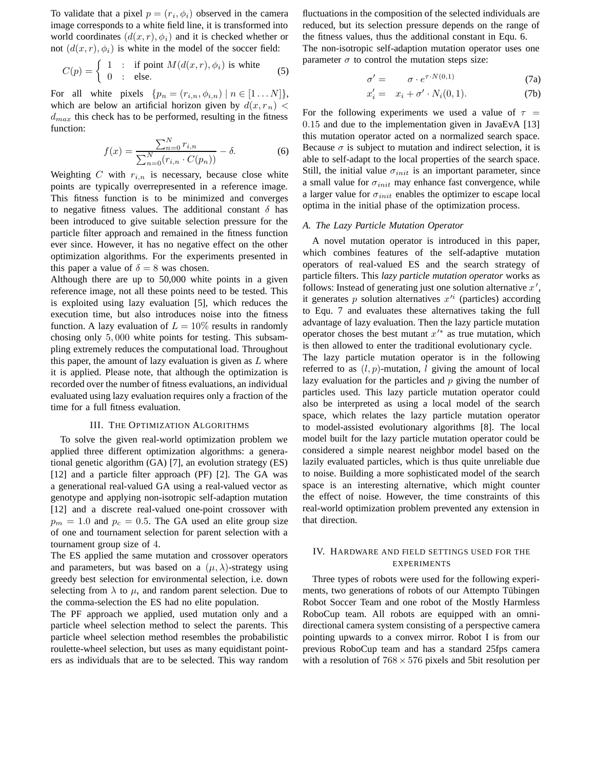To validate that a pixel $p = (r_i, \phi_i)$ observed in the camera image corresponds to a white field line, it is transformed into world coordinates $(d(x,r), \phi_i)$ and it is checked whether or not $(d(x,r), \phi_i)$ is white in the model of the soccer field:

$$C(p) = \begin{cases} 1 & : \text{ if point } M(d(x,r), \phi_i) \text{ is white} \\ 0 & : \text{ else.} \end{cases} \quad (5)$$

For all white pixels $\{p_n = (r_{i,n}, \phi_{i,n}) \mid n \in [1 \dots N]\}$, which are below an artificial horizon given by $d(x, r_n) < d_{max}$ this check has to be performed, resulting in the fitness function:

$$f(x) = \frac{\sum_{n=0}^{N} r_{i,n}}{\sum_{n=0}^{N} (r_{i,n} \cdot C(p_n))} - \delta. \quad (6)$$

Weighting $C$ with $r_{i,n}$ is necessary, because close white points are typically overrepresented in a reference image. This fitness function is to be minimized and converges to negative fitness values. The additional constant $\delta$ has been introduced to give suitable selection pressure for the particle filter approach and remained in the fitness function ever since. However, it has no negative effect on the other optimization algorithms. For the experiments presented in this paper a value of $\delta = 8$ was chosen.

Although there are up to 50,000 white points in a given reference image, not all these points need to be tested. This is exploited using lazy evaluation [5], which reduces the execution time, but also introduces noise into the fitness function. A lazy evaluation of $L = 10\%$ results in randomly chosing only $5,000$ white points for testing. This subsampling extremely reduces the computational load. Throughout this paper, the amount of lazy evaluation is given as $L$ where it is applied. Please note, that although the optimization is recorded over the number of fitness evaluations, an individual evaluated using lazy evaluation requires only a fraction of the time for a full fitness evaluation.

## III. The Optimization Algorithms

To solve the given real-world optimization problem we applied three different optimization algorithms: a generational genetic algorithm (GA) [7], an evolution strategy (ES) [12] and a particle filter approach (PF) [2]. The GA was a generational real-valued GA using a real-valued vector as genotype and applying non-isotropic self-adaption mutation [12] and a discrete real-valued one-point crossover with $p_m = 1.0$ and $p_c = 0.5$. The GA used an elite group size of one and tournament selection for parent selection with a tournament group size of $4$.

The ES applied the same mutation and crossover operators and parameters, but was based on a $(\mu, \lambda)$-strategy using greedy best selection for environmental selection, i.e. down selecting from $\lambda$ to $\mu$, and random parent selection. Due to the comma-selection the ES had no elite population.

The PF approach we applied, used mutation only and a particle wheel selection method to select the parents. This particle wheel selection method resembles the probabilistic roulette-wheel selection, but uses as many equidistant pointers as individuals that are to be selected. This way random fluctuations in the composition of the selected individuals are reduced, but its selection pressure depends on the range of the fitness values, thus the additional constant in Equ. 6.

The non-isotropic self-adaption mutation operator uses one parameter $\sigma$ to control the mutation steps size:

$$\sigma' = \quad \sigma \cdot e^{\tau \cdot N(0,1)} \quad (7a)$$

$$x'_i = \quad x_i + \sigma' \cdot N_i(0,1). \quad (7b)$$

For the following experiments we used a value of $\tau = 0.15$ and due to the implementation given in JavaEvA [13] this mutation operator acted on a normalized search space. Because $\sigma$ is subject to mutation and indirect selection, it is able to self-adapt to the local properties of the search space. Still, the initial value $\sigma_{init}$ is an important parameter, since a small value for $\sigma_{init}$ may enhance fast convergence, while a larger value for $\sigma_{init}$ enables the optimizer to escape local optima in the initial phase of the optimization process.

### A. The Lazy Particle Mutation Operator

A novel mutation operator is introduced in this paper, which combines features of the self-adaptive mutation operators of real-valued ES and the search strategy of particle filters. This *lazy particle mutation operator* works as follows: Instead of generating just one solution alternative $x'$, it generates $p$ solution alternatives $x'^i$ (particles) according to Equ. 7 and evaluates these alternatives taking the full advantage of lazy evaluation. Then the lazy particle mutation operator choses the best mutant $x'^*$ as true mutation, which is then allowed to enter the traditional evolutionary cycle.

The lazy particle mutation operator is in the following referred to as $(l,p)$-mutation, $l$ giving the amount of local lazy evaluation for the particles and $p$ giving the number of particles used. This lazy particle mutation operator could also be interpreted as using a local model of the search space, which relates the lazy particle mutation operator to model-assisted evolutionary algorithms [8]. The local model built for the lazy particle mutation operator could be considered a simple nearest neighbor model based on the lazily evaluated particles, which is thus quite unreliable due to noise. Building a more sophisticated model of the search space is an interesting alternative, which might counter the effect of noise. However, the time constraints of this real-world optimization problem prevented any extension in that direction.

## IV. Hardware and Field Settings Used for the Experiments

Three types of robots were used for the following experiments, two generations of robots of our Attempto Tübingen Robot Soccer Team and one robot of the Mostly Harmless RoboCup team. All robots are equipped with an omnidirectional camera system consisting of a perspective camera pointing upwards to a convex mirror. Robot I is from our previous RoboCup team and has a standard 25fps camera with a resolution of $768 \times 576$ pixels and 5bit resolution per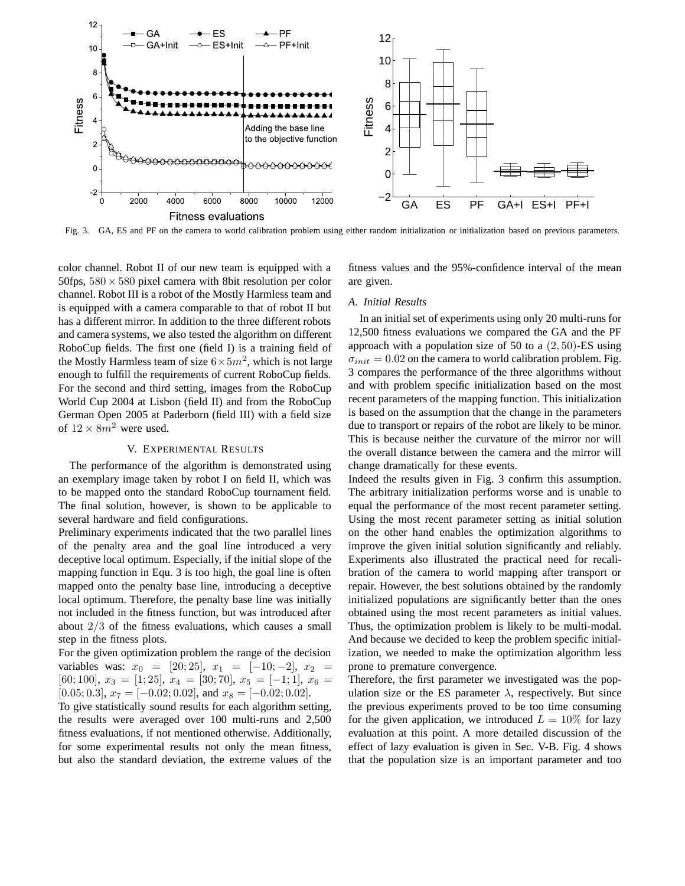Fig. 3. GA, ES and PF on the camera to world calibration problem using either random initialization or initialization based on previous parameters.

color channel. Robot II of our new team is equipped with a 50fps, $580 \times 580$ pixel camera with 8bit resolution per color channel. Robot III is a robot of the Mostly Harmless team and is equipped with a camera comparable to that of robot II but has a different mirror. In addition to the three different robots and camera systems, we also tested the algorithm on different RoboCup fields. The first one (field I) is a training field of the Mostly Harmless team of size $6 \times 5m^2$, which is not large enough to fulfill the requirements of current RoboCup fields. For the second and third setting, images from the RoboCup World Cup 2004 at Lisbon (field II) and from the RoboCup German Open 2005 at Paderborn (field III) with a field size of $12 \times 8m^2$ were used.

## V. Experimental Results

The performance of the algorithm is demonstrated using an exemplary image taken by robot I on field II, which was to be mapped onto the standard RoboCup tournament field. The final solution, however, is shown to be applicable to several hardware and field configurations.

Preliminary experiments indicated that the two parallel lines of the penalty area and the goal line introduced a very deceptive local optimum. Especially, if the initial slope of the mapping function in Equ. 3 is too high, the goal line is often mapped onto the penalty base line, introducing a deceptive local optimum. Therefore, the penalty base line was initially not included in the fitness function, but was introduced after about $2/3$ of the fitness evaluations, which causes a small step in the fitness plots.

For the given optimization problem the range of the decision variables was: $x_0 = [20; 25]$, $x_1 = [-10; -2]$, $x_2 = [60; 100]$, $x_3 = [1; 25]$, $x_4 = [30; 70]$, $x_5 = [-1; 1]$, $x_6 = [0.05; 0.3]$, $x_7 = [-0.02; 0.02]$, and $x_8 = [-0.02; 0.02]$.

To give statistically sound results for each algorithm setting, the results were averaged over 100 multi-runs and 2,500 fitness evaluations, if not mentioned otherwise. Additionally, for some experimental results not only the mean fitness, but also the standard deviation, the extreme values of the fitness values and the 95%-confidence interval of the mean are given.

### A. Initial Results

In an initial set of experiments using only 20 multi-runs for 12,500 fitness evaluations we compared the GA and the PF approach with a population size of 50 to a $(2, 50)$-ES using $\sigma_{init} = 0.02$ on the camera to world calibration problem. Fig. 3 compares the performance of the three algorithms without and with problem specific initialization based on the most recent parameters of the mapping function. This initialization is based on the assumption that the change in the parameters due to transport or repairs of the robot are likely to be minor. This is because neither the curvature of the mirror nor will the overall distance between the camera and the mirror will change dramatically for these events.

Indeed the results given in Fig. 3 confirm this assumption. The arbitrary initialization performs worse and is unable to equal the performance of the most recent parameter setting. Using the most recent parameter setting as initial solution on the other hand enables the optimization algorithms to improve the given initial solution significantly and reliably. Experiments also illustrated the practical need for recalibration of the camera to world mapping after transport or repair. However, the best solutions obtained by the randomly initialized populations are significantly better than the ones obtained using the most recent parameters as initial values. Thus, the optimization problem is likely to be multi-modal. And because we decided to keep the problem specific initialization, we needed to make the optimization algorithm less prone to premature convergence.

Therefore, the first parameter we investigated was the population size or the ES parameter $\lambda$, respectively. But since the previous experiments proved to be too time consuming for the given application, we introduced $L = 10\%$ for lazy evaluation at this point. A more detailed discussion of the effect of lazy evaluation is given in Sec. V-B. Fig. 4 shows that the population size is an important parameter and too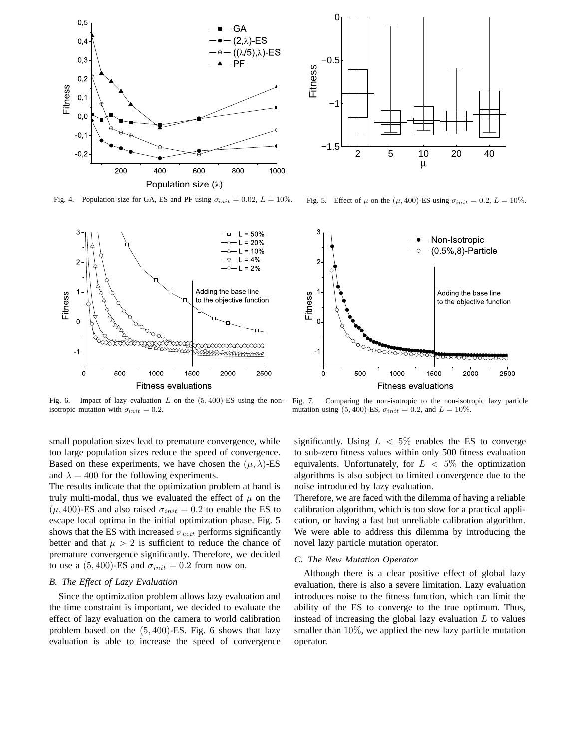Fig. 4. Population size for GA, ES and PF using $\sigma_{init} = 0.02$, $L = 10\%$.

Fig. 5. Effect of $\mu$ on the $(\mu, 400)$-ES using $\sigma_{init} = 0.2$, $L = 10\%$.

Fig. 6. Impact of lazy evaluation $L$ on the $(5, 400)$-ES using the non-isotropic mutation with $\sigma_{init} = 0.2$.

Fig. 7. Comparing the non-isotropic to the non-isotropic lazy particle mutation using $(5, 400)$-ES, $\sigma_{init} = 0.2$, and $L = 10\%$.

small population sizes lead to premature convergence, while too large population sizes reduce the speed of convergence. Based on these experiments, we have chosen the $(\mu, \lambda)$-ES and $\lambda = 400$ for the following experiments.

The results indicate that the optimization problem at hand is truly multi-modal, thus we evaluated the effect of $\mu$ on the $(\mu, 400)$-ES and also raised $\sigma_{init} = 0.2$ to enable the ES to escape local optima in the initial optimization phase. Fig. 5 shows that the ES with increased $\sigma_{init}$ performs significantly better and that $\mu > 2$ is sufficient to reduce the chance of premature convergence significantly. Therefore, we decided to use a $(5, 400)$-ES and $\sigma_{init} = 0.2$ from now on.

### *B. The Effect of Lazy Evaluation*

Since the optimization problem allows lazy evaluation and the time constraint is important, we decided to evaluate the effect of lazy evaluation on the camera to world calibration problem based on the $(5, 400)$-ES. Fig. 6 shows that lazy evaluation is able to increase the speed of convergence significantly. Using $L < 5\%$ enables the ES to converge to sub-zero fitness values within only 500 fitness evaluation equivalents. Unfortunately, for $L < 5\%$ the optimization algorithms is also subject to limited convergence due to the noise introduced by lazy evaluation.

Therefore, we are faced with the dilemma of having a reliable calibration algorithm, which is too slow for a practical application, or having a fast but unreliable calibration algorithm. We were able to address this dilemma by introducing the novel lazy particle mutation operator.

### *C. The New Mutation Operator*

Although there is a clear positive effect of global lazy evaluation, there is also a severe limitation. Lazy evaluation introduces noise to the fitness function, which can limit the ability of the ES to converge to the true optimum. Thus, instead of increasing the global lazy evaluation $L$ to values smaller than $10\%$, we applied the new lazy particle mutation operator.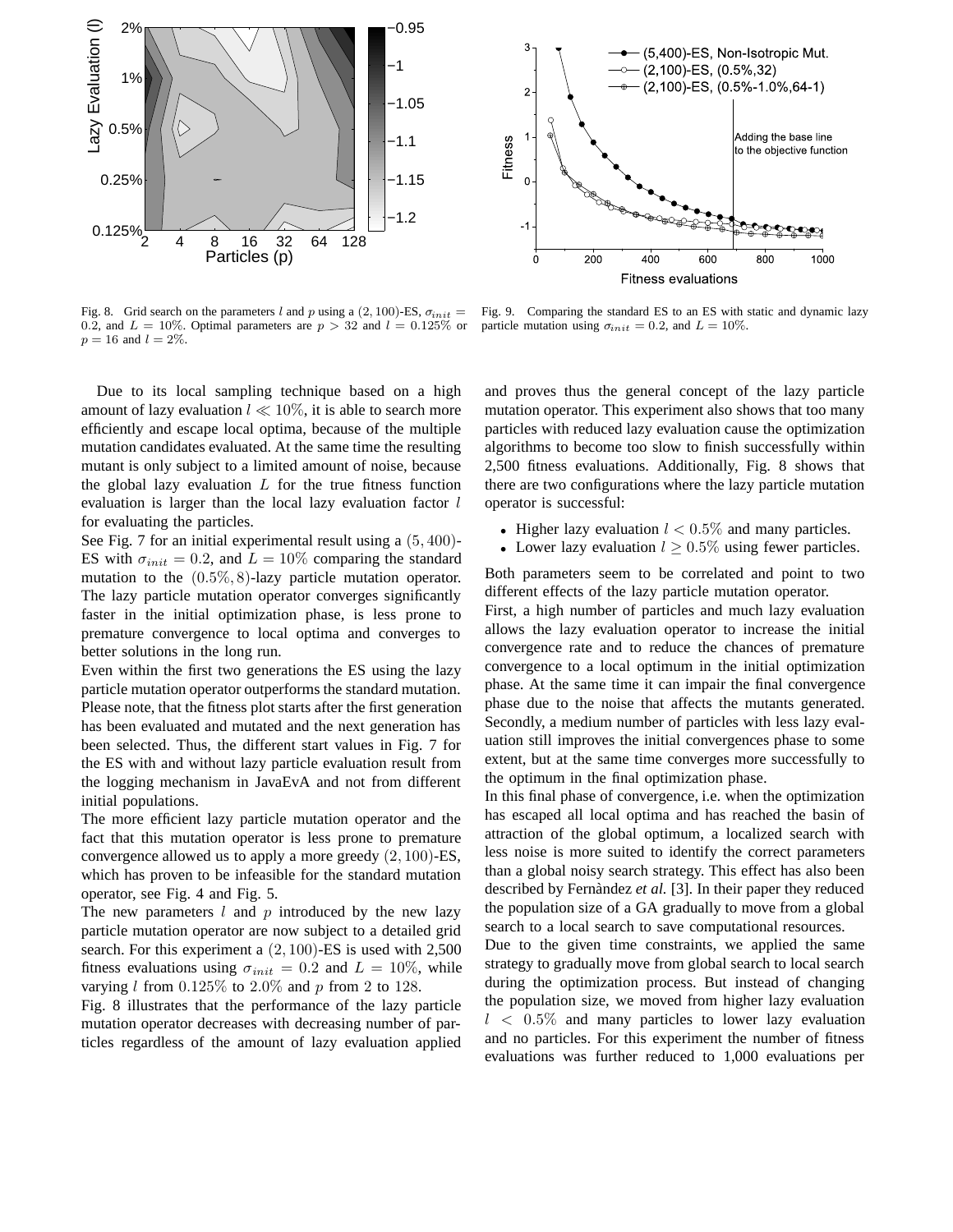Fig. 8. Grid search on the parameters $l$ and $p$ using a $(2, 100)$-ES, $\sigma_{init} = 0.2$, and $L = 10\%$. Optimal parameters are $p > 32$ and $l = 0.125\%$ or $p = 16$ and $l = 2\%$.

Fig. 9. Comparing the standard ES to an ES with static and dynamic lazy particle mutation using $\sigma_{init} = 0.2$, and $L = 10\%$.

Due to its local sampling technique based on a high amount of lazy evaluation $l \ll 10\%$, it is able to search more efficiently and escape local optima, because of the multiple mutation candidates evaluated. At the same time the resulting mutant is only subject to a limited amount of noise, because the global lazy evaluation $L$ for the true fitness function evaluation is larger than the local lazy evaluation factor $l$ for evaluating the particles.

See Fig. 7 for an initial experimental result using a $(5, 400)$-ES with $\sigma_{init} = 0.2$, and $L = 10\%$ comparing the standard mutation to the $(0.5\%, 8)$-lazy particle mutation operator. The lazy particle mutation operator converges significantly faster in the initial optimization phase, is less prone to premature convergence to local optima and converges to better solutions in the long run.

Even within the first two generations the ES using the lazy particle mutation operator outperforms the standard mutation. Please note, that the fitness plot starts after the first generation has been evaluated and mutated and the next generation has been selected. Thus, the different start values in Fig. 7 for the ES with and without lazy particle evaluation result from the logging mechanism in JavaEvA and not from different initial populations.

The more efficient lazy particle mutation operator and the fact that this mutation operator is less prone to premature convergence allowed us to apply a more greedy $(2, 100)$-ES, which has proven to be infeasible for the standard mutation operator, see Fig. 4 and Fig. 5.

The new parameters $l$ and $p$ introduced by the new lazy particle mutation operator are now subject to a detailed grid search. For this experiment a $(2, 100)$-ES is used with 2,500 fitness evaluations using $\sigma_{init} = 0.2$ and $L = 10\%$, while varying $l$ from $0.125\%$ to $2.0\%$ and $p$ from 2 to 128.

Fig. 8 illustrates that the performance of the lazy particle mutation operator decreases with decreasing number of particles regardless of the amount of lazy evaluation applied and proves thus the general concept of the lazy particle mutation operator. This experiment also shows that too many particles with reduced lazy evaluation cause the optimization algorithms to become too slow to finish successfully within 2,500 fitness evaluations. Additionally, Fig. 8 shows that there are two configurations where the lazy particle mutation operator is successful:

- Higher lazy evaluation $l < 0.5\%$ and many particles.
- Lower lazy evaluation $l \geq 0.5\%$ using fewer particles.

Both parameters seem to be correlated and point to two different effects of the lazy particle mutation operator.

First, a high number of particles and much lazy evaluation allows the lazy evaluation operator to increase the initial convergence rate and to reduce the chances of premature convergence to a local optimum in the initial optimization phase. At the same time it can impair the final convergence phase due to the noise that affects the mutants generated. Secondly, a medium number of particles with less lazy evaluation still improves the initial convergences phase to some extent, but at the same time converges more successfully to the optimum in the final optimization phase.

In this final phase of convergence, i.e. when the optimization has escaped all local optima and has reached the basin of attraction of the global optimum, a localized search with less noise is more suited to identify the correct parameters than a global noisy search strategy. This effect has also been described by Fernàndez *et al.* [3]. In their paper they reduced the population size of a GA gradually to move from a global search to a local search to save computational resources.

Due to the given time constraints, we applied the same strategy to gradually move from global search to local search during the optimization process. But instead of changing the population size, we moved from higher lazy evaluation $l < 0.5\%$ and many particles to lower lazy evaluation and no particles. For this experiment the number of fitness evaluations was further reduced to 1,000 evaluations per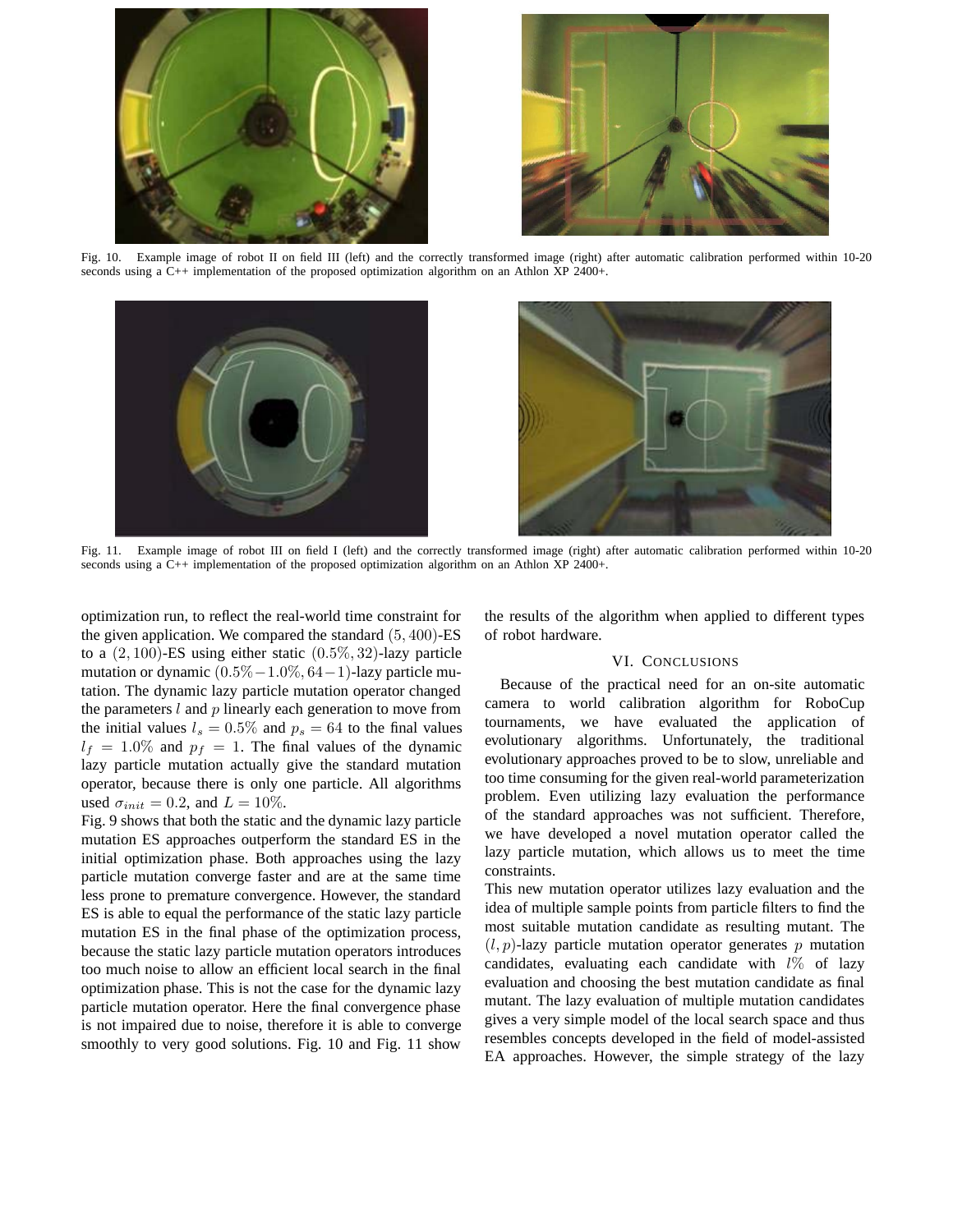Fig. 10. Example image of robot II on field III (left) and the correctly transformed image (right) after automatic calibration performed within 10-20 seconds using a C++ implementation of the proposed optimization algorithm on an Athlon XP 2400+.

Fig. 11. Example image of robot III on field I (left) and the correctly transformed image (right) after automatic calibration performed within 10-20 seconds using a C++ implementation of the proposed optimization algorithm on an Athlon XP 2400+.

optimization run, to reflect the real-world time constraint for the given application. We compared the standard $(5, 400)$-ES to a $(2, 100)$-ES using either static $(0.5\%, 32)$-lazy particle mutation or dynamic $(0.5\%-1.0\%, 64-1)$-lazy particle mutation. The dynamic lazy particle mutation operator changed the parameters $l$ and $p$ linearly each generation to move from the initial values $l_s = 0.5\%$ and $p_s = 64$ to the final values $l_f = 1.0\%$ and $p_f = 1$. The final values of the dynamic lazy particle mutation actually give the standard mutation operator, because there is only one particle. All algorithms used $\sigma_{init} = 0.2$, and $L = 10\%$.

Fig. 9 shows that both the static and the dynamic lazy particle mutation ES approaches outperform the standard ES in the initial optimization phase. Both approaches using the lazy particle mutation converge faster and are at the same time less prone to premature convergence. However, the standard ES is able to equal the performance of the static lazy particle mutation ES in the final phase of the optimization process, because the static lazy particle mutation operators introduces too much noise to allow an efficient local search in the final optimization phase. This is not the case for the dynamic lazy particle mutation operator. Here the final convergence phase is not impaired due to noise, therefore it is able to converge smoothly to very good solutions. Fig. 10 and Fig. 11 show the results of the algorithm when applied to different types of robot hardware.

## VI. Conclusions

Because of the practical need for an on-site automatic camera to world calibration algorithm for RoboCup tournaments, we have evaluated the application of evolutionary algorithms. Unfortunately, the traditional evolutionary approaches proved to be to slow, unreliable and too time consuming for the given real-world parameterization problem. Even utilizing lazy evaluation the performance of the standard approaches was not sufficient. Therefore, we have developed a novel mutation operator called the lazy particle mutation, which allows us to meet the time constraints.

This new mutation operator utilizes lazy evaluation and the idea of multiple sample points from particle filters to find the most suitable mutation candidate as resulting mutant. The $(l, p)$-lazy particle mutation operator generates $p$ mutation candidates, evaluating each candidate with $l\%$ of lazy evaluation and choosing the best mutation candidate as final mutant. The lazy evaluation of multiple mutation candidates gives a very simple model of the local search space and thus resembles concepts developed in the field of model-assisted EA approaches. However, the simple strategy of the lazy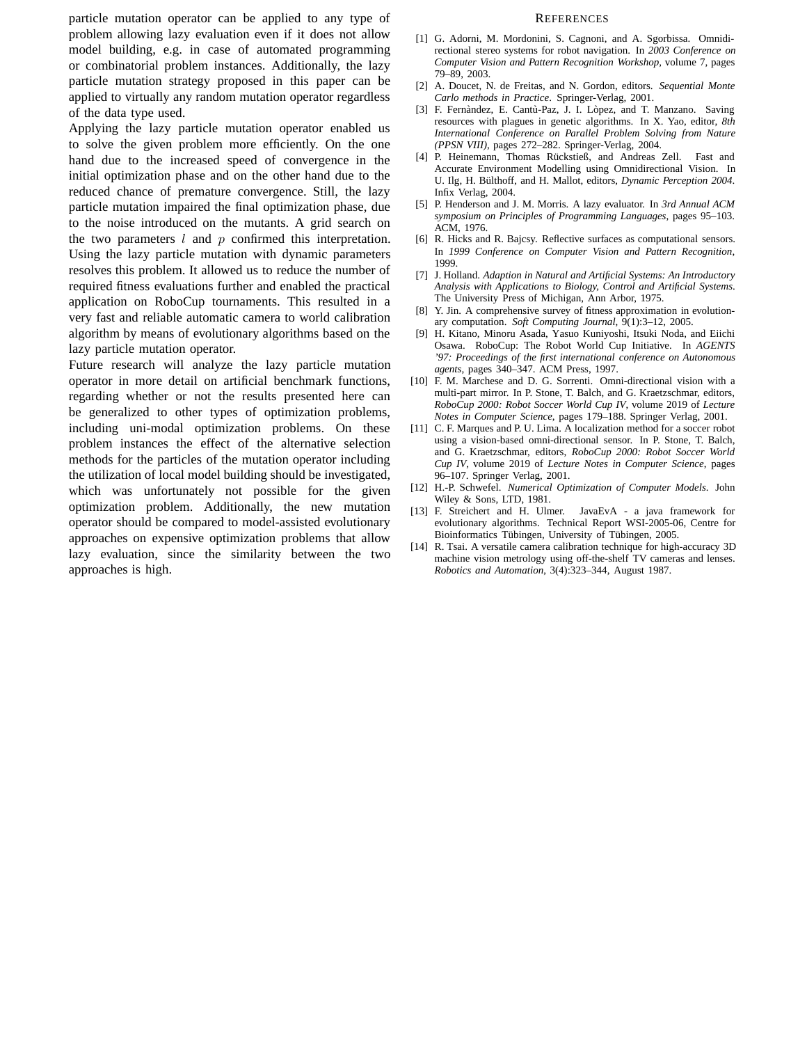particle mutation operator can be applied to any type of problem allowing lazy evaluation even if it does not allow model building, e.g. in case of automated programming or combinatorial problem instances. Additionally, the lazy particle mutation strategy proposed in this paper can be applied to virtually any random mutation operator regardless of the data type used.

Applying the lazy particle mutation operator enabled us to solve the given problem more efficiently. On the one hand due to the increased speed of convergence in the initial optimization phase and on the other hand due to the reduced chance of premature convergence. Still, the lazy particle mutation impaired the final optimization phase, due to the noise introduced on the mutants. A grid search on the two parameters $l$ and $p$ confirmed this interpretation. Using the lazy particle mutation with dynamic parameters resolves this problem. It allowed us to reduce the number of required fitness evaluations further and enabled the practical application on RoboCup tournaments. This resulted in a very fast and reliable automatic camera to world calibration algorithm by means of evolutionary algorithms based on the lazy particle mutation operator.

Future research will analyze the lazy particle mutation operator in more detail on artificial benchmark functions, regarding whether or not the results presented here can be generalized to other types of optimization problems, including uni-modal optimization problems. On these problem instances the effect of the alternative selection methods for the particles of the mutation operator including the utilization of local model building should be investigated, which was unfortunately not possible for the given optimization problem. Additionally, the new mutation operator should be compared to model-assisted evolutionary approaches on expensive optimization problems that allow lazy evaluation, since the similarity between the two approaches is high.

## References

[1] G. Adorni, M. Mordonini, S. Cagnoni, and A. Sgorbissa. Omnidirectional stereo systems for robot navigation. In *2003 Conference on Computer Vision and Pattern Recognition Workshop*, volume 7, pages 79–89, 2003.

[2] A. Doucet, N. de Freitas, and N. Gordon, editors. *Sequential Monte Carlo methods in Practice*. Springer-Verlag, 2001.

[3] F. Fernàndez, E. Cantù-Paz, J. I. Lòpez, and T. Manzano. Saving resources with plagues in genetic algorithms. In X. Yao, editor, *8th International Conference on Parallel Problem Solving from Nature (PPSN VIII)*, pages 272–282. Springer-Verlag, 2004.

[4] P. Heinemann, Thomas Rückstieß, and Andreas Zell. Fast and Accurate Environment Modelling using Omnidirectional Vision. In U. Ilg, H. Bülthoff, and H. Mallot, editors, *Dynamic Perception 2004*. Infix Verlag, 2004.

[5] P. Henderson and J. M. Morris. A lazy evaluator. In *3rd Annual ACM symposium on Principles of Programming Languages*, pages 95–103. ACM, 1976.

[6] R. Hicks and R. Bajcsy. Reflective surfaces as computational sensors. In *1999 Conference on Computer Vision and Pattern Recognition*, 1999.

[7] J. Holland. *Adaption in Natural and Artificial Systems: An Introductory Analysis with Applications to Biology, Control and Artificial Systems*. The University Press of Michigan, Ann Arbor, 1975.

[8] Y. Jin. A comprehensive survey of fitness approximation in evolutionary computation. *Soft Computing Journal*, 9(1):3–12, 2005.

[9] H. Kitano, Minoru Asada, Yasuo Kuniyoshi, Itsuki Noda, and Eiichi Osawa. RoboCup: The Robot World Cup Initiative. In *AGENTS '97: Proceedings of the first international conference on Autonomous agents*, pages 340–347. ACM Press, 1997.

[10] F. M. Marchese and D. G. Sorrenti. Omni-directional vision with a multi-part mirror. In P. Stone, T. Balch, and G. Kraetzschmar, editors, *RoboCup 2000: Robot Soccer World Cup IV*, volume 2019 of *Lecture Notes in Computer Science*, pages 179–188. Springer Verlag, 2001.

[11] C. F. Marques and P. U. Lima. A localization method for a soccer robot using a vision-based omni-directional sensor. In P. Stone, T. Balch, and G. Kraetzschmar, editors, *RoboCup 2000: Robot Soccer World Cup IV*, volume 2019 of *Lecture Notes in Computer Science*, pages 96–107. Springer Verlag, 2001.

[12] H.-P. Schwefel. *Numerical Optimization of Computer Models*. John Wiley & Sons, LTD, 1981.

[13] F. Streichert and H. Ulmer. JavaEvA - a java framework for evolutionary algorithms. Technical Report WSI-2005-06, Centre for Bioinformatics Tübingen, University of Tübingen, 2005.

[14] R. Tsai. A versatile camera calibration technique for high-accuracy 3D machine vision metrology using off-the-shelf TV cameras and lenses. *Robotics and Automation*, 3(4):323–344, August 1987.